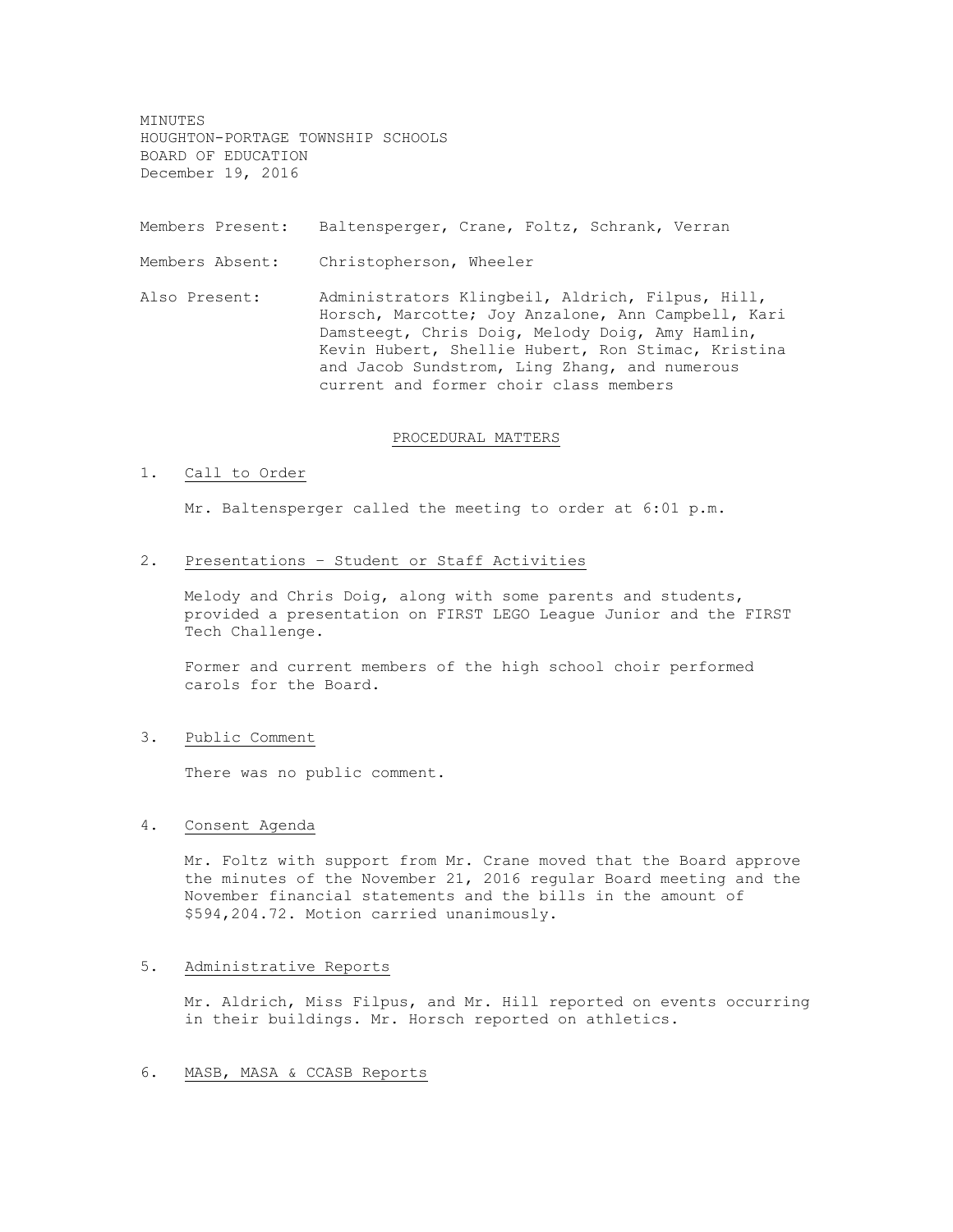MINUTES
HOUGHTON-PORTAGE TOWNSHIP SCHOOLS
BOARD OF EDUCATION
December 19, 2016

Members Present: Baltensperger, Crane, Foltz, Schrank, Verran

Members Absent: Christopherson, Wheeler

Also Present: Administrators Klingbeil, Aldrich, Filpus, Hill, Horsch, Marcotte; Joy Anzalone, Ann Campbell, Kari Damsteegt, Chris Doig, Melody Doig, Amy Hamlin, Kevin Hubert, Shellie Hubert, Ron Stimac, Kristina and Jacob Sundstrom, Ling Zhang, and numerous current and former choir class members

## PROCEDURAL MATTERS

1. Call to Order

   Mr. Baltensperger called the meeting to order at 6:01 p.m.

2. Presentations – Student or Staff Activities

   Melody and Chris Doig, along with some parents and students, provided a presentation on FIRST LEGO League Junior and the FIRST Tech Challenge.

   Former and current members of the high school choir performed carols for the Board.

3. Public Comment

   There was no public comment.

4. Consent Agenda

   Mr. Foltz with support from Mr. Crane moved that the Board approve the minutes of the November 21, 2016 regular Board meeting and the November financial statements and the bills in the amount of $594,204.72. Motion carried unanimously.

5. Administrative Reports

   Mr. Aldrich, Miss Filpus, and Mr. Hill reported on events occurring in their buildings. Mr. Horsch reported on athletics.

6. MASB, MASA & CCASB Reports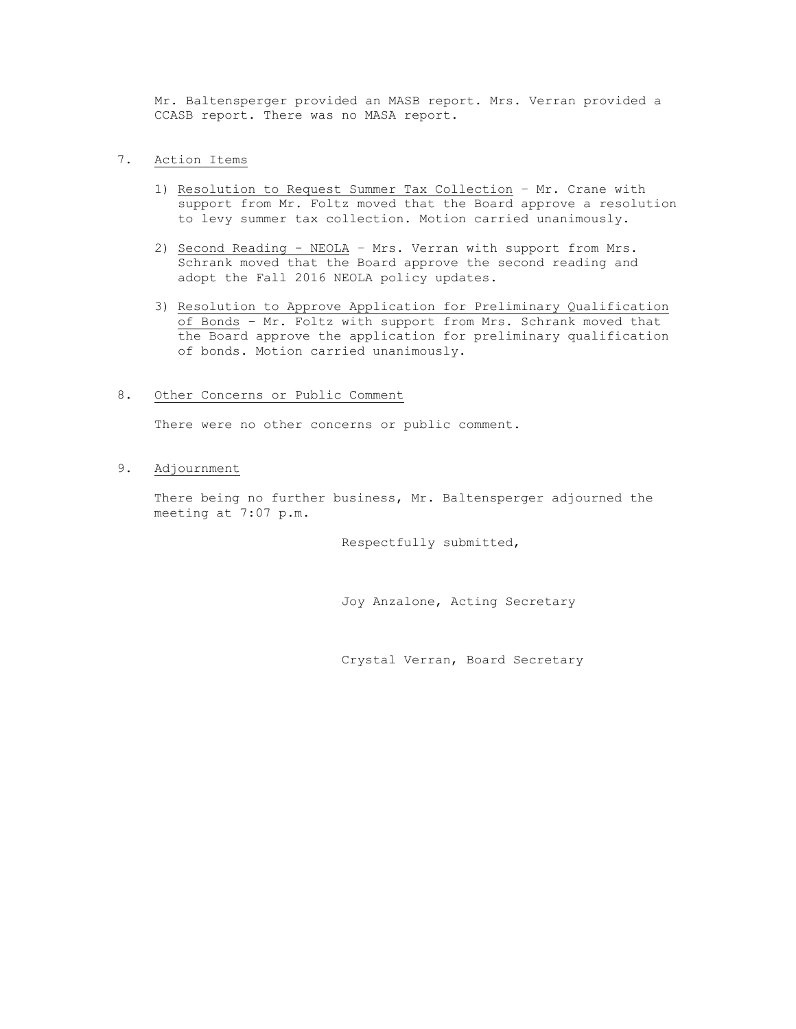Mr. Baltensperger provided an MASB report. Mrs. Verran provided a CCASB report. There was no MASA report.

7. Action Items

   1) Resolution to Request Summer Tax Collection – Mr. Crane with support from Mr. Foltz moved that the Board approve a resolution to levy summer tax collection. Motion carried unanimously.

   2) Second Reading - NEOLA – Mrs. Verran with support from Mrs. Schrank moved that the Board approve the second reading and adopt the Fall 2016 NEOLA policy updates.

   3) Resolution to Approve Application for Preliminary Qualification of Bonds – Mr. Foltz with support from Mrs. Schrank moved that the Board approve the application for preliminary qualification of bonds. Motion carried unanimously.

8. Other Concerns or Public Comment

   There were no other concerns or public comment.

9. Adjournment

   There being no further business, Mr. Baltensperger adjourned the meeting at 7:07 p.m.

Respectfully submitted,

Joy Anzalone, Acting Secretary

Crystal Verran, Board Secretary